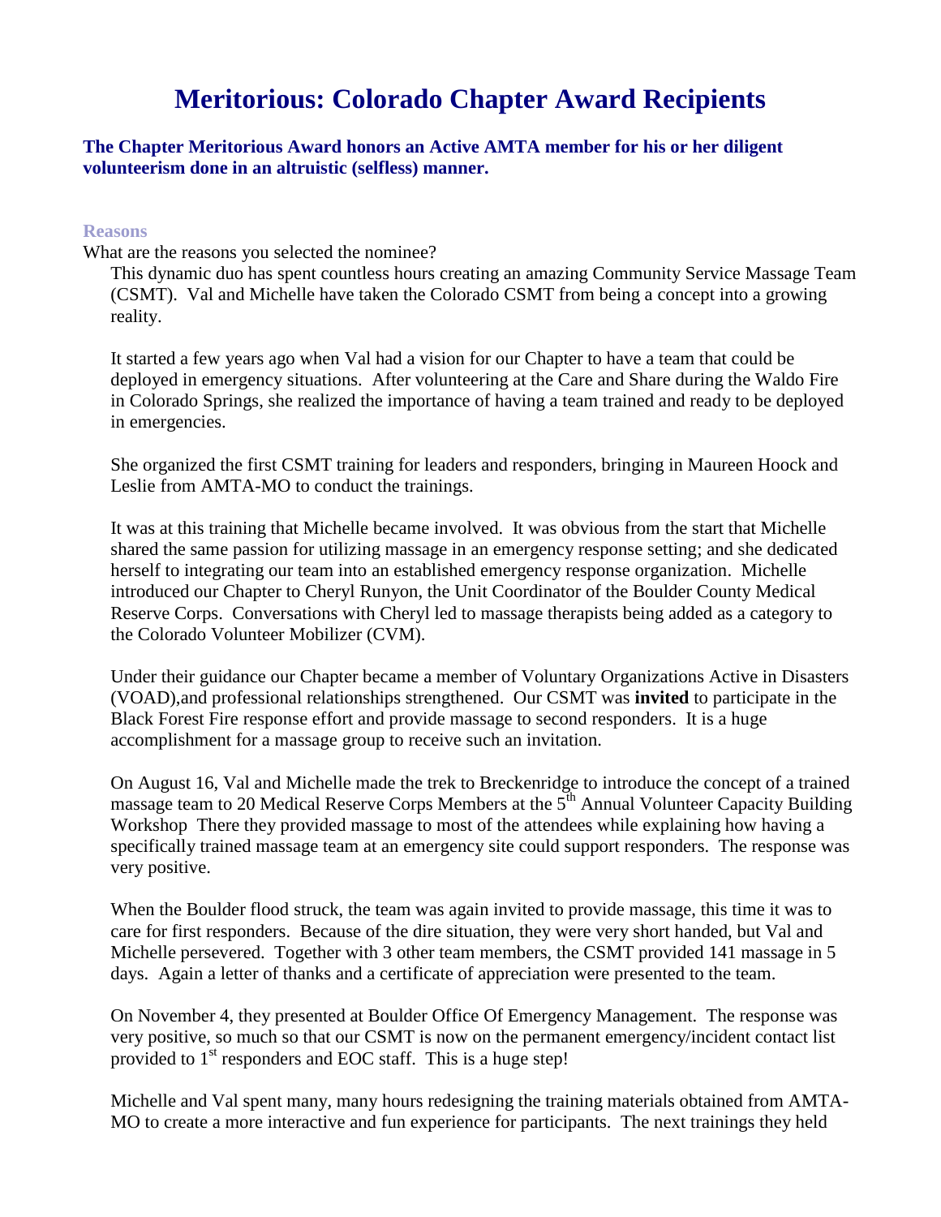# Meritorious: Colorado Chapter Award Recipients

**The Chapter Meritorious Award honors an Active AMTA member for his or her diligent volunteerism done in an altruistic (selfless) manner.**

### Reasons

What are the reasons you selected the nominee?

This dynamic duo has spent countless hours creating an amazing Community Service Massage Team (CSMT). Val and Michelle have taken the Colorado CSMT from being a concept into a growing reality.

It started a few years ago when Val had a vision for our Chapter to have a team that could be deployed in emergency situations. After volunteering at the Care and Share during the Waldo Fire in Colorado Springs, she realized the importance of having a team trained and ready to be deployed in emergencies.

She organized the first CSMT training for leaders and responders, bringing in Maureen Hoock and Leslie from AMTA-MO to conduct the trainings.

It was at this training that Michelle became involved. It was obvious from the start that Michelle shared the same passion for utilizing massage in an emergency response setting; and she dedicated herself to integrating our team into an established emergency response organization. Michelle introduced our Chapter to Cheryl Runyon, the Unit Coordinator of the Boulder County Medical Reserve Corps. Conversations with Cheryl led to massage therapists being added as a category to the Colorado Volunteer Mobilizer (CVM).

Under their guidance our Chapter became a member of Voluntary Organizations Active in Disasters (VOAD),and professional relationships strengthened. Our CSMT was **invited** to participate in the Black Forest Fire response effort and provide massage to second responders. It is a huge accomplishment for a massage group to receive such an invitation.

On August 16, Val and Michelle made the trek to Breckenridge to introduce the concept of a trained massage team to 20 Medical Reserve Corps Members at the 5th Annual Volunteer Capacity Building Workshop There they provided massage to most of the attendees while explaining how having a specifically trained massage team at an emergency site could support responders. The response was very positive.

When the Boulder flood struck, the team was again invited to provide massage, this time it was to care for first responders. Because of the dire situation, they were very short handed, but Val and Michelle persevered. Together with 3 other team members, the CSMT provided 141 massage in 5 days. Again a letter of thanks and a certificate of appreciation were presented to the team.

On November 4, they presented at Boulder Office Of Emergency Management. The response was very positive, so much so that our CSMT is now on the permanent emergency/incident contact list provided to 1st responders and EOC staff. This is a huge step!

Michelle and Val spent many, many hours redesigning the training materials obtained from AMTA-MO to create a more interactive and fun experience for participants. The next trainings they held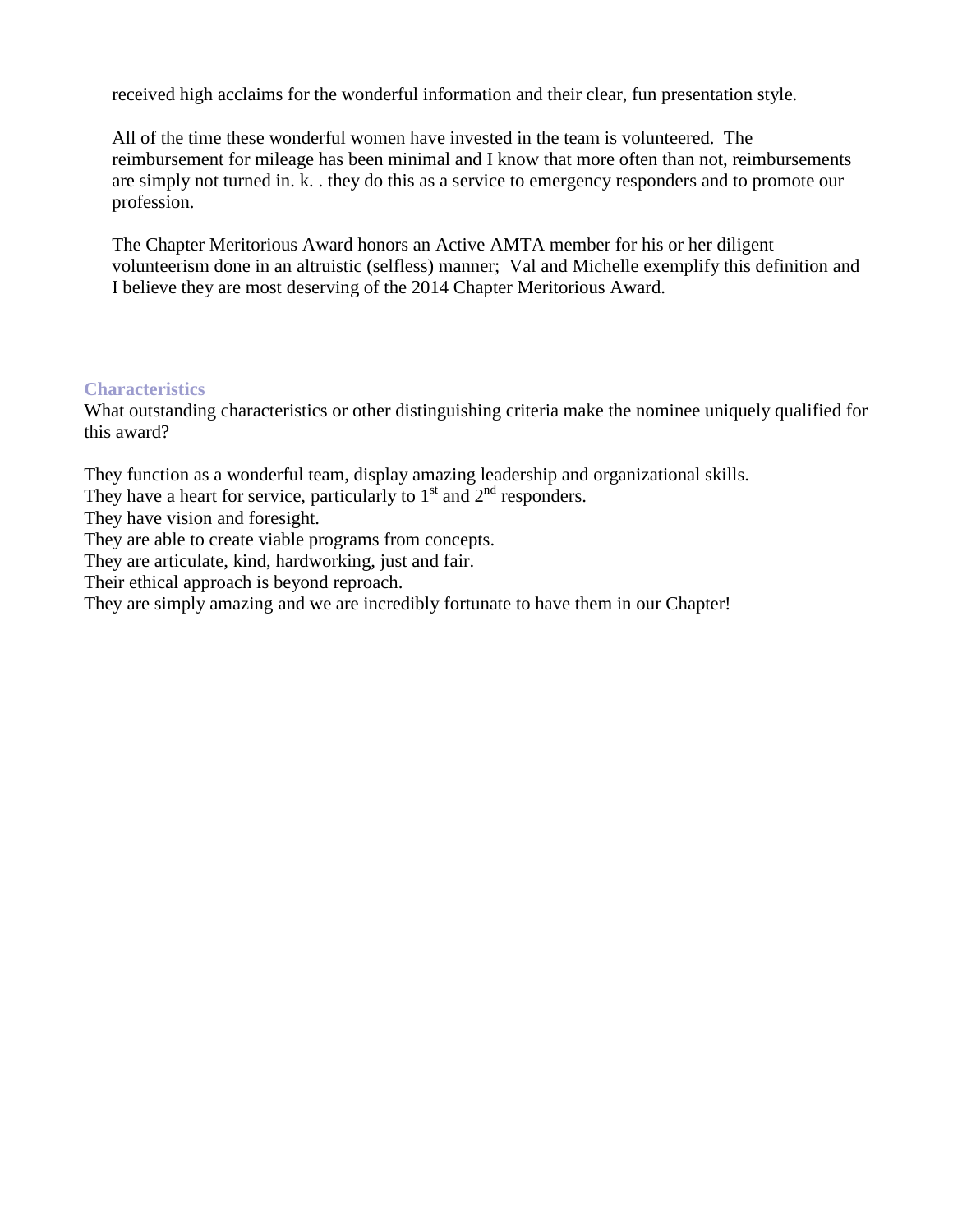received high acclaims for the wonderful information and their clear, fun presentation style.

All of the time these wonderful women have invested in the team is volunteered. The reimbursement for mileage has been minimal and I know that more often than not, reimbursements are simply not turned in. k. . they do this as a service to emergency responders and to promote our profession.

The Chapter Meritorious Award honors an Active AMTA member for his or her diligent volunteerism done in an altruistic (selfless) manner; Val and Michelle exemplify this definition and I believe they are most deserving of the 2014 Chapter Meritorious Award.

### Characteristics

What outstanding characteristics or other distinguishing criteria make the nominee uniquely qualified for this award?

They function as a wonderful team, display amazing leadership and organizational skills.
They have a heart for service, particularly to 1st and 2nd responders.
They have vision and foresight.
They are able to create viable programs from concepts.
They are articulate, kind, hardworking, just and fair.
Their ethical approach is beyond reproach.
They are simply amazing and we are incredibly fortunate to have them in our Chapter!